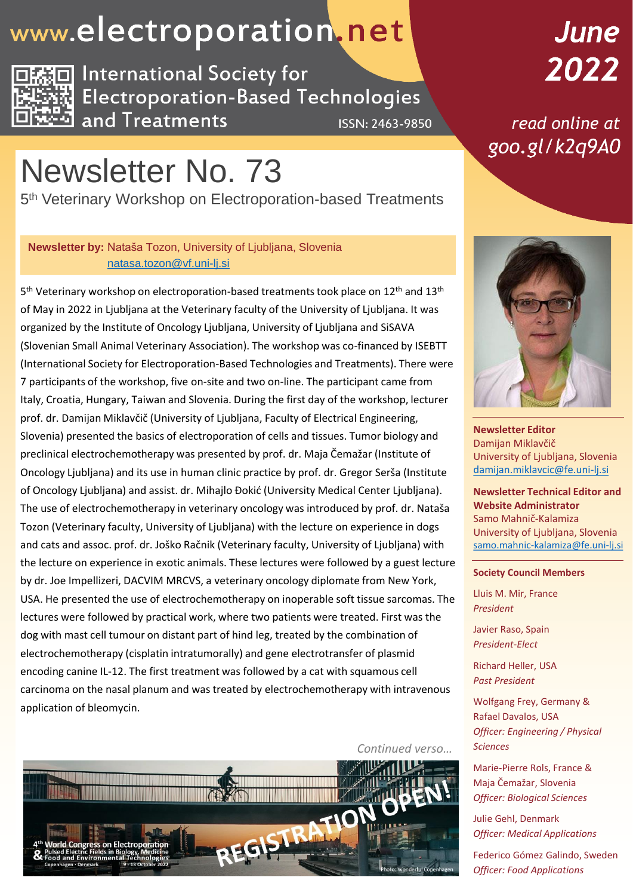# www.electroporation.net

International Society for Electroporation-Based Technologies and Treatments

ISSN: 2463-9850

**June 2022**

read online at goo.gl/k2q9A0

# Newsletter No. 73

## 5th Veterinary Workshop on Electroporation-based Treatments

**Newsletter by:** Nataša Tozon, University of Ljubljana, Slovenia
natasa.tozon@vf.uni-lj.si

5th Veterinary workshop on electroporation-based treatments took place on 12th and 13th of May in 2022 in Ljubljana at the Veterinary faculty of the University of Ljubljana. It was organized by the Institute of Oncology Ljubljana, University of Ljubljana and SiSAVA (Slovenian Small Animal Veterinary Association). The workshop was co-financed by ISEBTT (International Society for Electroporation-Based Technologies and Treatments). There were 7 participants of the workshop, five on-site and two on-line. The participant came from Italy, Croatia, Hungary, Taiwan and Slovenia. During the first day of the workshop, lecturer prof. dr. Damijan Miklavčič (University of Ljubljana, Faculty of Electrical Engineering, Slovenia) presented the basics of electroporation of cells and tissues. Tumor biology and preclinical electrochemotherapy was presented by prof. dr. Maja Čemažar (Institute of Oncology Ljubljana) and its use in human clinic practice by prof. dr. Gregor Serša (Institute of Oncology Ljubljana) and assist. dr. Mihajlo Đokić (University Medical Center Ljubljana). The use of electrochemotherapy in veterinary oncology was introduced by prof. dr. Nataša Tozon (Veterinary faculty, University of Ljubljana) with the lecture on experience in dogs and cats and assoc. prof. dr. Joško Račnik (Veterinary faculty, University of Ljubljana) with the lecture on experience in exotic animals. These lectures were followed by a guest lecture by dr. Joe Impellizeri, DACVIM MRCVS, a veterinary oncology diplomate from New York, USA. He presented the use of electrochemotherapy on inoperable soft tissue sarcomas. The lectures were followed by practical work, where two patients were treated. First was the dog with mast cell tumour on distant part of hind leg, treated by the combination of electrochemotherapy (cisplatin intratumorally) and gene electrotransfer of plasmid encoding canine IL-12. The first treatment was followed by a cat with squamous cell carcinoma on the nasal planum and was treated by electrochemotherapy with intravenous application of bleomycin.

*Continued verso…*

4th World Congress on Electroporation & Pulsed Electric Fields in Biology, Medicine Food and Environmental Technologies
Copenhagen - Denmark, 9 - 13 October 2022

REGISTRATION OPEN!

Photo: Wonderful Copenhagen

**Newsletter Editor**
Damijan Miklavčič
University of Ljubljana, Slovenia
damijan.miklavcic@fe.uni-lj.si

**Newsletter Technical Editor and Website Administrator**
Samo Mahnič-Kalamiza
University of Ljubljana, Slovenia
samo.mahnic-kalamiza@fe.uni-lj.si

**Society Council Members**

Lluis M. Mir, France
*President*

Javier Raso, Spain
*President-Elect*

Richard Heller, USA
*Past President*

Wolfgang Frey, Germany & Rafael Davalos, USA
*Officer: Engineering / Physical Sciences*

Marie-Pierre Rols, France & Maja Čemažar, Slovenia
*Officer: Biological Sciences*

Julie Gehl, Denmark
*Officer: Medical Applications*

Federico Gómez Galindo, Sweden
*Officer: Food Applications*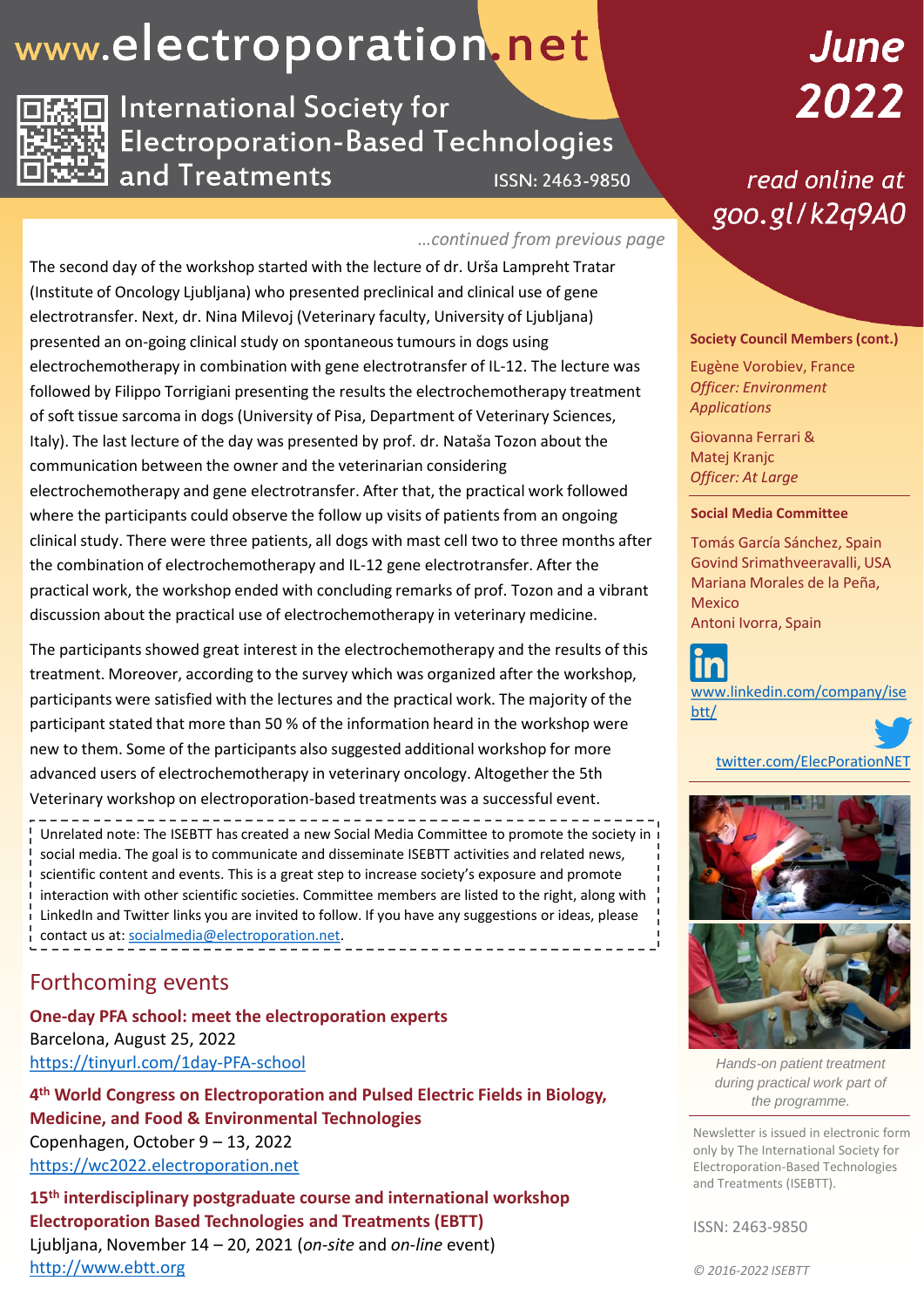*...continued from previous page*

The second day of the workshop started with the lecture of dr. Urša Lampreht Tratar (Institute of Oncology Ljubljana) who presented preclinical and clinical use of gene electrotransfer. Next, dr. Nina Milevoj (Veterinary faculty, University of Ljubljana) presented an on-going clinical study on spontaneous tumours in dogs using electrochemotherapy in combination with gene electrotransfer of IL-12. The lecture was followed by Filippo Torrigiani presenting the results the electrochemotherapy treatment of soft tissue sarcoma in dogs (University of Pisa, Department of Veterinary Sciences, Italy). The last lecture of the day was presented by prof. dr. Nataša Tozon about the communication between the owner and the veterinarian considering electrochemotherapy and gene electrotransfer. After that, the practical work followed where the participants could observe the follow up visits of patients from an ongoing clinical study. There were three patients, all dogs with mast cell two to three months after the combination of electrochemotherapy and IL-12 gene electrotransfer. After the practical work, the workshop ended with concluding remarks of prof. Tozon and a vibrant discussion about the practical use of electrochemotherapy in veterinary medicine.

The participants showed great interest in the electrochemotherapy and the results of this treatment. Moreover, according to the survey which was organized after the workshop, participants were satisfied with the lectures and the practical work. The majority of the participant stated that more than 50 % of the information heard in the workshop were new to them. Some of the participants also suggested additional workshop for more advanced users of electrochemotherapy in veterinary oncology. Altogether the 5th Veterinary workshop on electroporation-based treatments was a successful event.

Unrelated note: The ISEBTT has created a new Social Media Committee to promote the society in social media. The goal is to communicate and disseminate ISEBTT activities and related news, scientific content and events. This is a great step to increase society's exposure and promote interaction with other scientific societies. Committee members are listed to the right, along with LinkedIn and Twitter links you are invited to follow. If you have any suggestions or ideas, please contact us at: socialmedia@electroporation.net.

## Forthcoming events

**One-day PFA school: meet the electroporation experts**
Barcelona, August 25, 2022
https://tinyurl.com/1day-PFA-school

**4th World Congress on Electroporation and Pulsed Electric Fields in Biology, Medicine, and Food & Environmental Technologies**
Copenhagen, October 9 – 13, 2022
https://wc2022.electroporation.net

**15th interdisciplinary postgraduate course and international workshop Electroporation Based Technologies and Treatments (EBTT)**
Ljubljana, November 14 – 20, 2021 (*on-site* and *on-line* event)
http://www.ebtt.org

**Society Council Members (cont.)**

Eugène Vorobiev, France
*Officer: Environment Applications*

Giovanna Ferrari &
Matej Kranjc
*Officer: At Large*

**Social Media Committee**

Tomás García Sánchez, Spain
Govind Srimathveeravalli, USA
Mariana Morales de la Peña, Mexico
Antoni Ivorra, Spain

www.linkedin.com/company/isebtt/

twitter.com/ElecPorationNET

*Hands-on patient treatment during practical work part of the programme.*

Newsletter is issued in electronic form only by The International Society for Electroporation-Based Technologies and Treatments (ISEBTT).

ISSN: 2463-9850

*© 2016-2022 ISEBTT*